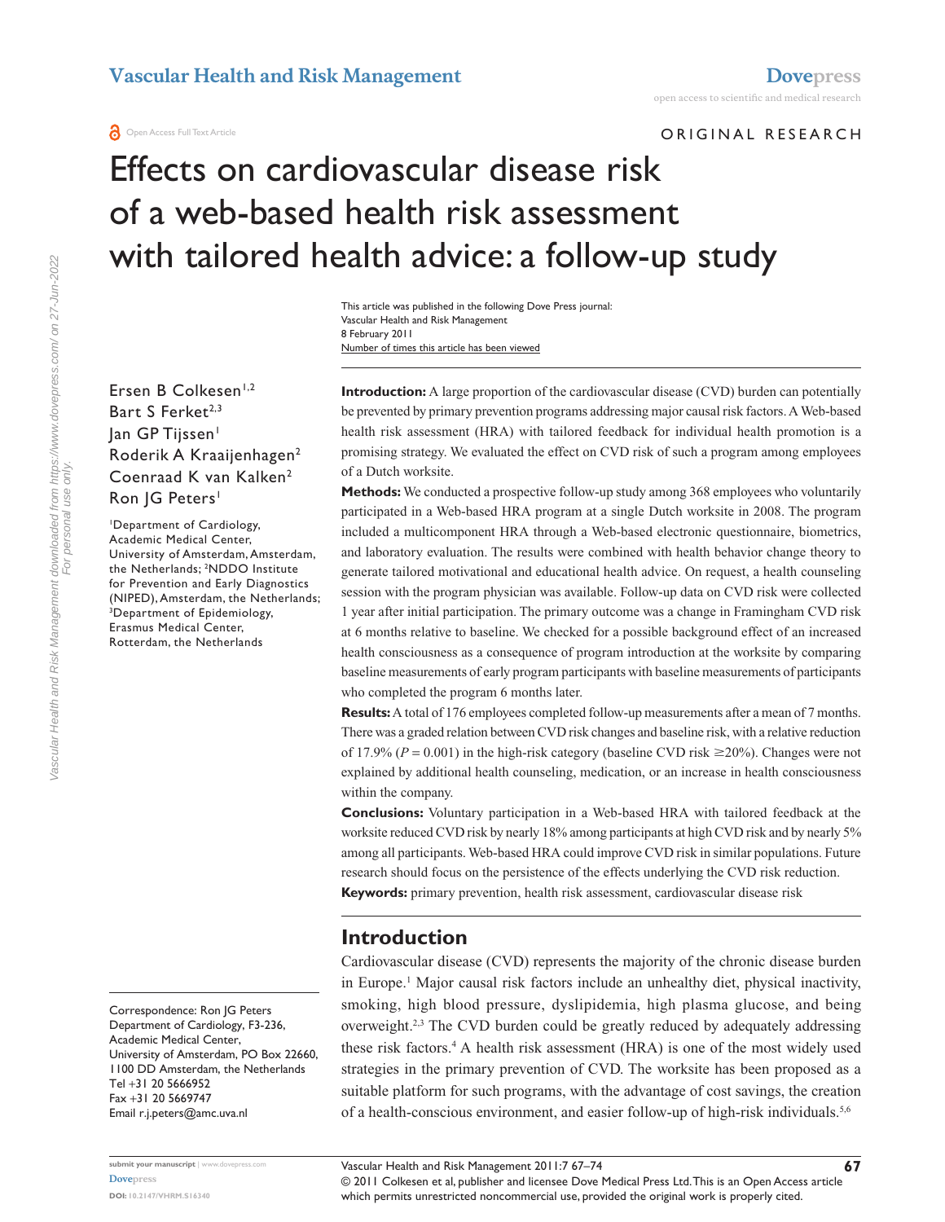ORIGINAL RESEARCH

# Effects on cardiovascular disease risk of a web-based health risk assessment with tailored health advice: a follow-up study

Ersen B Colkesen[1,2]
Bart S Ferket[2,3]
Jan GP Tijssen[1]
Roderik A Kraaijenhagen[2]
Coenraad K van Kalken[2]
Ron JG Peters[1]

[1]Department of Cardiology, Academic Medical Center, University of Amsterdam, Amsterdam, the Netherlands; [2]NDDO Institute for Prevention and Early Diagnostics (NIPED), Amsterdam, the Netherlands; [3]Department of Epidemiology, Erasmus Medical Center, Rotterdam, the Netherlands

Correspondence: Ron JG Peters
Department of Cardiology, F3-236, Academic Medical Center, University of Amsterdam, PO Box 22660, 1100 DD Amsterdam, the Netherlands
Tel +31 20 5666952
Fax +31 20 5669747
Email r.j.peters@amc.uva.nl

**Introduction:** A large proportion of the cardiovascular disease (CVD) burden can potentially be prevented by primary prevention programs addressing major causal risk factors. A Web-based health risk assessment (HRA) with tailored feedback for individual health promotion is a promising strategy. We evaluated the effect on CVD risk of such a program among employees of a Dutch worksite.

**Methods:** We conducted a prospective follow-up study among 368 employees who voluntarily participated in a Web-based HRA program at a single Dutch worksite in 2008. The program included a multicomponent HRA through a Web-based electronic questionnaire, biometrics, and laboratory evaluation. The results were combined with health behavior change theory to generate tailored motivational and educational health advice. On request, a health counseling session with the program physician was available. Follow-up data on CVD risk were collected 1 year after initial participation. The primary outcome was a change in Framingham CVD risk at 6 months relative to baseline. We checked for a possible background effect of an increased health consciousness as a consequence of program introduction at the worksite by comparing baseline measurements of early program participants with baseline measurements of participants who completed the program 6 months later.

**Results:** A total of 176 employees completed follow-up measurements after a mean of 7 months. There was a graded relation between CVD risk changes and baseline risk, with a relative reduction of 17.9% ($P = 0.001$) in the high-risk category (baseline CVD risk ≥20%). Changes were not explained by additional health counseling, medication, or an increase in health consciousness within the company.

**Conclusions:** Voluntary participation in a Web-based HRA with tailored feedback at the worksite reduced CVD risk by nearly 18% among participants at high CVD risk and by nearly 5% among all participants. Web-based HRA could improve CVD risk in similar populations. Future research should focus on the persistence of the effects underlying the CVD risk reduction.

**Keywords:** primary prevention, health risk assessment, cardiovascular disease risk

## Introduction

Cardiovascular disease (CVD) represents the majority of the chronic disease burden in Europe.[1] Major causal risk factors include an unhealthy diet, physical inactivity, smoking, high blood pressure, dyslipidemia, high plasma glucose, and being overweight.[2,3] The CVD burden could be greatly reduced by adequately addressing these risk factors.[4] A health risk assessment (HRA) is one of the most widely used strategies in the primary prevention of CVD. The worksite has been proposed as a suitable platform for such programs, with the advantage of cost savings, the creation of a health-conscious environment, and easier follow-up of high-risk individuals.[5,6]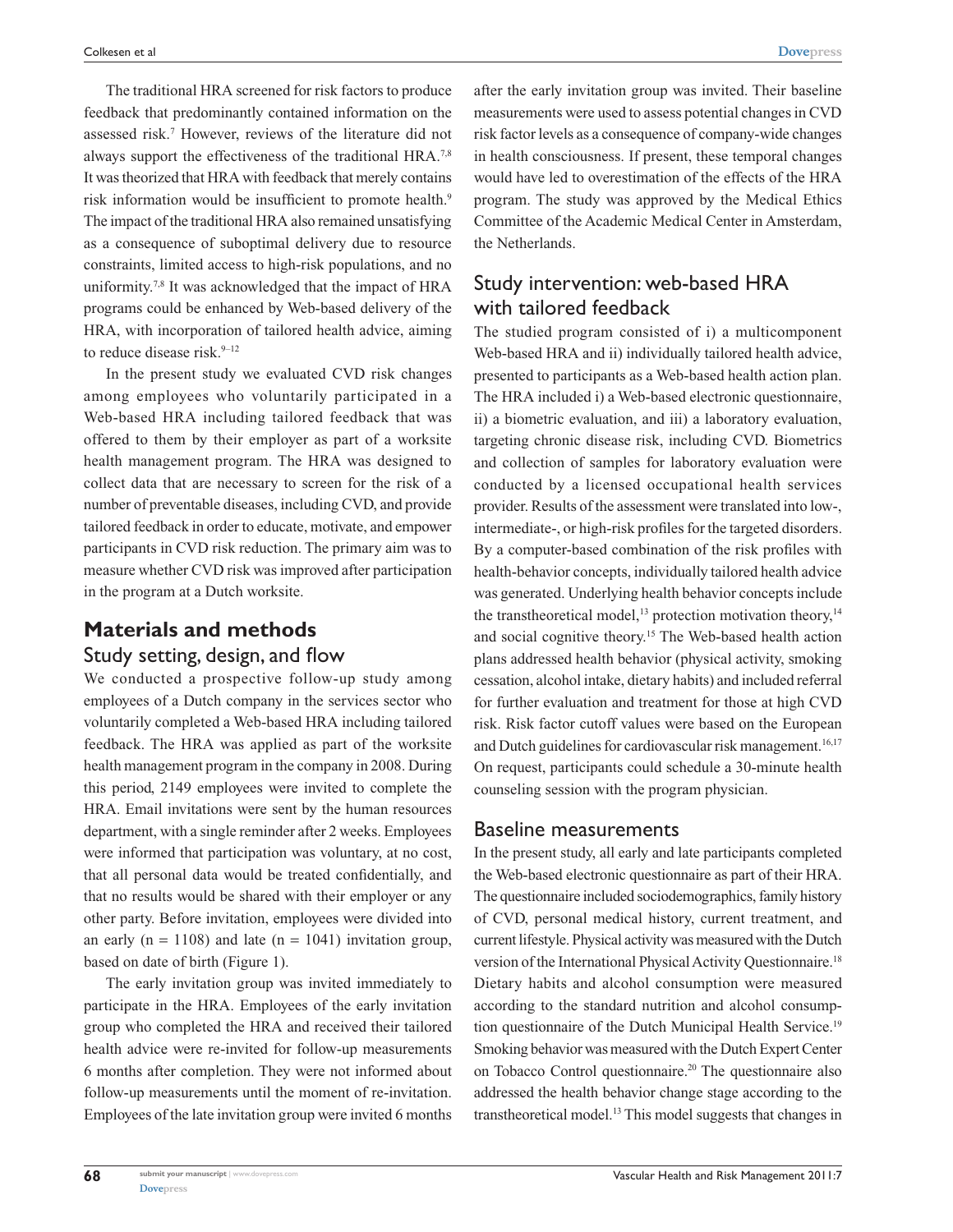The traditional HRA screened for risk factors to produce feedback that predominantly contained information on the assessed risk.[7] However, reviews of the literature did not always support the effectiveness of the traditional HRA.[7,8] It was theorized that HRA with feedback that merely contains risk information would be insufficient to promote health.[9] The impact of the traditional HRA also remained unsatisfying as a consequence of suboptimal delivery due to resource constraints, limited access to high-risk populations, and no uniformity.[7,8] It was acknowledged that the impact of HRA programs could be enhanced by Web-based delivery of the HRA, with incorporation of tailored health advice, aiming to reduce disease risk.[9–12]

In the present study we evaluated CVD risk changes among employees who voluntarily participated in a Web-based HRA including tailored feedback that was offered to them by their employer as part of a worksite health management program. The HRA was designed to collect data that are necessary to screen for the risk of a number of preventable diseases, including CVD, and provide tailored feedback in order to educate, motivate, and empower participants in CVD risk reduction. The primary aim was to measure whether CVD risk was improved after participation in the program at a Dutch worksite.

# Materials and methods

## Study setting, design, and flow

We conducted a prospective follow-up study among employees of a Dutch company in the services sector who voluntarily completed a Web-based HRA including tailored feedback. The HRA was applied as part of the worksite health management program in the company in 2008. During this period, 2149 employees were invited to complete the HRA. Email invitations were sent by the human resources department, with a single reminder after 2 weeks. Employees were informed that participation was voluntary, at no cost, that all personal data would be treated confidentially, and that no results would be shared with their employer or any other party. Before invitation, employees were divided into an early (n = 1108) and late (n = 1041) invitation group, based on date of birth (Figure 1).

The early invitation group was invited immediately to participate in the HRA. Employees of the early invitation group who completed the HRA and received their tailored health advice were re-invited for follow-up measurements 6 months after completion. They were not informed about follow-up measurements until the moment of re-invitation. Employees of the late invitation group were invited 6 months after the early invitation group was invited. Their baseline measurements were used to assess potential changes in CVD risk factor levels as a consequence of company-wide changes in health consciousness. If present, these temporal changes would have led to overestimation of the effects of the HRA program. The study was approved by the Medical Ethics Committee of the Academic Medical Center in Amsterdam, the Netherlands.

## Study intervention: web-based HRA with tailored feedback

The studied program consisted of i) a multicomponent Web-based HRA and ii) individually tailored health advice, presented to participants as a Web-based health action plan. The HRA included i) a Web-based electronic questionnaire, ii) a biometric evaluation, and iii) a laboratory evaluation, targeting chronic disease risk, including CVD. Biometrics and collection of samples for laboratory evaluation were conducted by a licensed occupational health services provider. Results of the assessment were translated into low-, intermediate-, or high-risk profiles for the targeted disorders. By a computer-based combination of the risk profiles with health-behavior concepts, individually tailored health advice was generated. Underlying health behavior concepts include the transtheoretical model,[13] protection motivation theory,[14] and social cognitive theory.[15] The Web-based health action plans addressed health behavior (physical activity, smoking cessation, alcohol intake, dietary habits) and included referral for further evaluation and treatment for those at high CVD risk. Risk factor cutoff values were based on the European and Dutch guidelines for cardiovascular risk management.[16,17] On request, participants could schedule a 30-minute health counseling session with the program physician.

## Baseline measurements

In the present study, all early and late participants completed the Web-based electronic questionnaire as part of their HRA. The questionnaire included sociodemographics, family history of CVD, personal medical history, current treatment, and current lifestyle. Physical activity was measured with the Dutch version of the International Physical Activity Questionnaire.[18] Dietary habits and alcohol consumption were measured according to the standard nutrition and alcohol consumption questionnaire of the Dutch Municipal Health Service.[19] Smoking behavior was measured with the Dutch Expert Center on Tobacco Control questionnaire.[20] The questionnaire also addressed the health behavior change stage according to the transtheoretical model.[13] This model suggests that changes in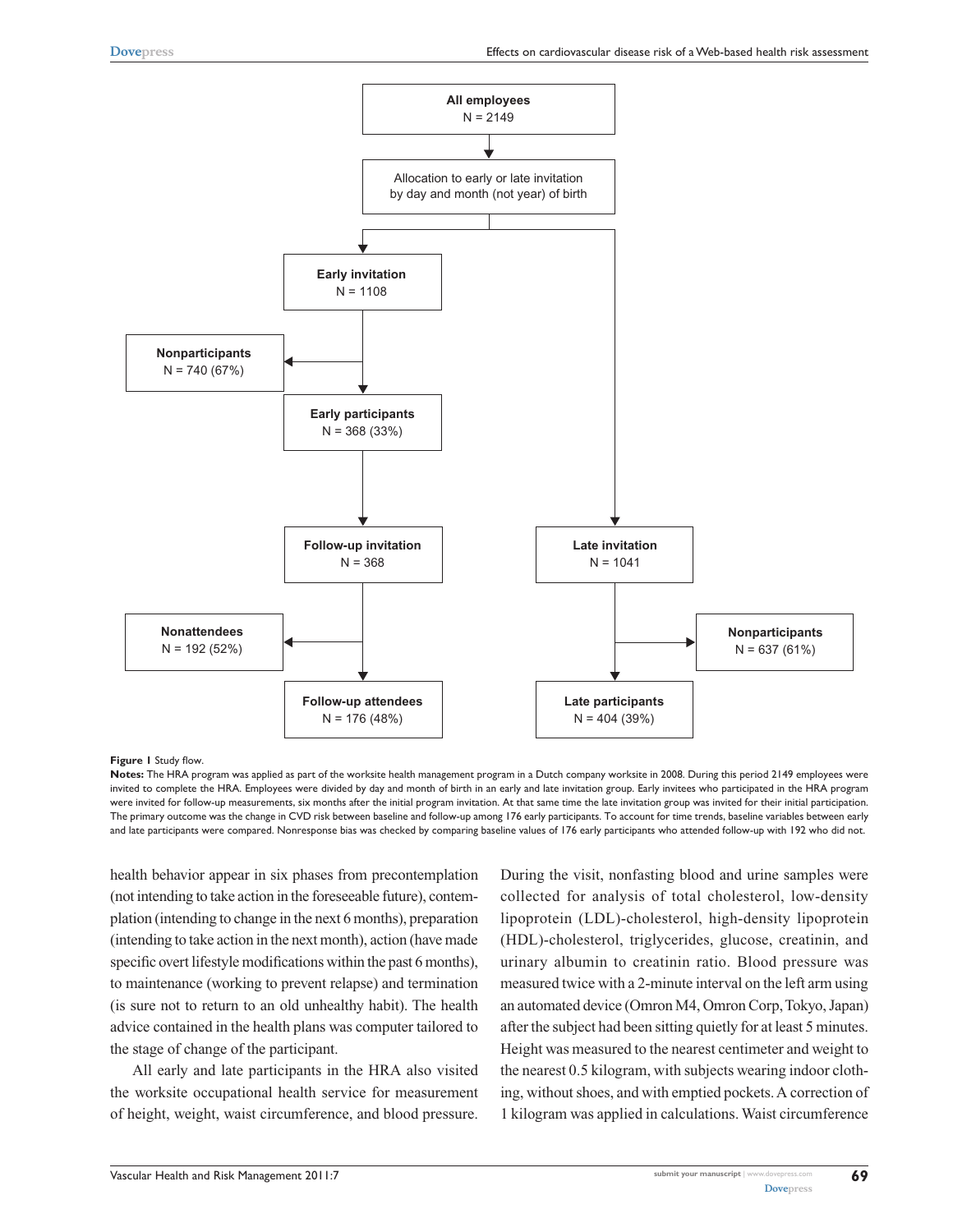All employees
N = 2149

Allocation to early or late invitation by day and month (not year) of birth

Early invitation
N = 1108

Nonparticipants
N = 740 (67%)

Early participants
N = 368 (33%)

Follow-up invitation
N = 368

Nonattendees
N = 192 (52%)

Follow-up attendees
N = 176 (48%)

Late invitation
N = 1041

Nonparticipants
N = 637 (61%)

Late participants
N = 404 (39%)

**Figure 1** Study flow.

**Notes:** The HRA program was applied as part of the worksite health management program in a Dutch company worksite in 2008. During this period 2149 employees were invited to complete the HRA. Employees were divided by day and month of birth in an early and late invitation group. Early invitees who participated in the HRA program were invited for follow-up measurements, six months after the initial program invitation. At that same time the late invitation group was invited for their initial participation. The primary outcome was the change in CVD risk between baseline and follow-up among 176 early participants. To account for time trends, baseline variables between early and late participants were compared. Nonresponse bias was checked by comparing baseline values of 176 early participants who attended follow-up with 192 who did not.

health behavior appear in six phases from precontemplation (not intending to take action in the foreseeable future), contemplation (intending to change in the next 6 months), preparation (intending to take action in the next month), action (have made specific overt lifestyle modifications within the past 6 months), to maintenance (working to prevent relapse) and termination (is sure not to return to an old unhealthy habit). The health advice contained in the health plans was computer tailored to the stage of change of the participant.

All early and late participants in the HRA also visited the worksite occupational health service for measurement of height, weight, waist circumference, and blood pressure. During the visit, nonfasting blood and urine samples were collected for analysis of total cholesterol, low-density lipoprotein (LDL)-cholesterol, high-density lipoprotein (HDL)-cholesterol, triglycerides, glucose, creatinin, and urinary albumin to creatinin ratio. Blood pressure was measured twice with a 2-minute interval on the left arm using an automated device (Omron M4, Omron Corp, Tokyo, Japan) after the subject had been sitting quietly for at least 5 minutes. Height was measured to the nearest centimeter and weight to the nearest 0.5 kilogram, with subjects wearing indoor clothing, without shoes, and with emptied pockets. A correction of 1 kilogram was applied in calculations. Waist circumference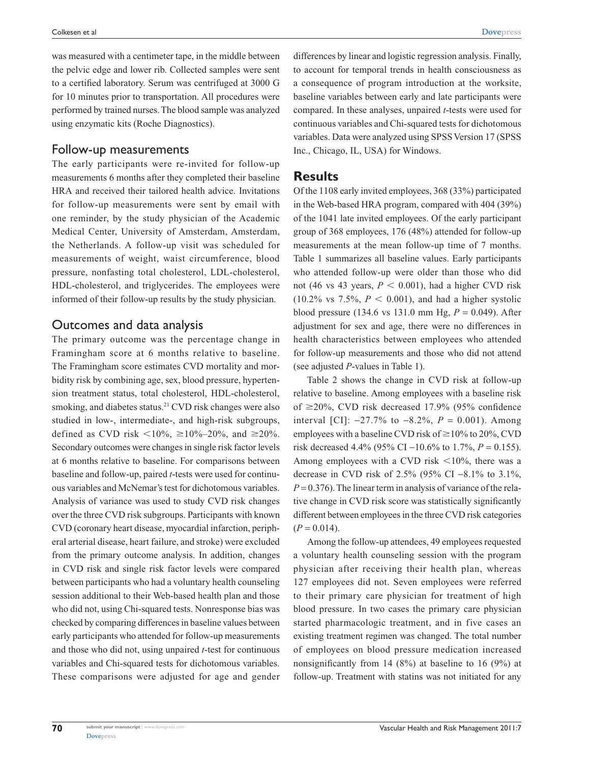was measured with a centimeter tape, in the middle between the pelvic edge and lower rib. Collected samples were sent to a certified laboratory. Serum was centrifuged at 3000 G for 10 minutes prior to transportation. All procedures were performed by trained nurses. The blood sample was analyzed using enzymatic kits (Roche Diagnostics).

## Follow-up measurements

The early participants were re-invited for follow-up measurements 6 months after they completed their baseline HRA and received their tailored health advice. Invitations for follow-up measurements were sent by email with one reminder, by the study physician of the Academic Medical Center, University of Amsterdam, Amsterdam, the Netherlands. A follow-up visit was scheduled for measurements of weight, waist circumference, blood pressure, nonfasting total cholesterol, LDL-cholesterol, HDL-cholesterol, and triglycerides. The employees were informed of their follow-up results by the study physician.

## Outcomes and data analysis

The primary outcome was the percentage change in Framingham score at 6 months relative to baseline. The Framingham score estimates CVD mortality and morbidity risk by combining age, sex, blood pressure, hypertension treatment status, total cholesterol, HDL-cholesterol, smoking, and diabetes status.[21] CVD risk changes were also studied in low-, intermediate-, and high-risk subgroups, defined as CVD risk <10%, ≥10%–20%, and ≥20%. Secondary outcomes were changes in single risk factor levels at 6 months relative to baseline. For comparisons between baseline and follow-up, paired *t*-tests were used for continuous variables and McNemar's test for dichotomous variables. Analysis of variance was used to study CVD risk changes over the three CVD risk subgroups. Participants with known CVD (coronary heart disease, myocardial infarction, peripheral arterial disease, heart failure, and stroke) were excluded from the primary outcome analysis. In addition, changes in CVD risk and single risk factor levels were compared between participants who had a voluntary health counseling session additional to their Web-based health plan and those who did not, using Chi-squared tests. Nonresponse bias was checked by comparing differences in baseline values between early participants who attended for follow-up measurements and those who did not, using unpaired *t*-test for continuous variables and Chi-squared tests for dichotomous variables. These comparisons were adjusted for age and gender differences by linear and logistic regression analysis. Finally, to account for temporal trends in health consciousness as a consequence of program introduction at the worksite, baseline variables between early and late participants were compared. In these analyses, unpaired *t*-tests were used for continuous variables and Chi-squared tests for dichotomous variables. Data were analyzed using SPSS Version 17 (SPSS Inc., Chicago, IL, USA) for Windows.

# Results

Of the 1108 early invited employees, 368 (33%) participated in the Web-based HRA program, compared with 404 (39%) of the 1041 late invited employees. Of the early participant group of 368 employees, 176 (48%) attended for follow-up measurements at the mean follow-up time of 7 months. Table 1 summarizes all baseline values. Early participants who attended follow-up were older than those who did not (46 vs 43 years, $P < 0.001$), had a higher CVD risk (10.2% vs 7.5%, $P < 0.001$), and had a higher systolic blood pressure (134.6 vs 131.0 mm Hg, $P = 0.049$). After adjustment for sex and age, there were no differences in health characteristics between employees who attended for follow-up measurements and those who did not attend (see adjusted *P*-values in Table 1).

Table 2 shows the change in CVD risk at follow-up relative to baseline. Among employees with a baseline risk of ≥20%, CVD risk decreased 17.9% (95% confidence interval [CI]: −27.7% to −8.2%, $P = 0.001$). Among employees with a baseline CVD risk of ≥10% to 20%, CVD risk decreased 4.4% (95% CI −10.6% to 1.7%, $P = 0.155$). Among employees with a CVD risk <10%, there was a decrease in CVD risk of 2.5% (95% CI −8.1% to 3.1%, $P = 0.376$). The linear term in analysis of variance of the relative change in CVD risk score was statistically significantly different between employees in the three CVD risk categories ($P = 0.014$).

Among the follow-up attendees, 49 employees requested a voluntary health counseling session with the program physician after receiving their health plan, whereas 127 employees did not. Seven employees were referred to their primary care physician for treatment of high blood pressure. In two cases the primary care physician started pharmacologic treatment, and in five cases an existing treatment regimen was changed. The total number of employees on blood pressure medication increased nonsignificantly from 14 (8%) at baseline to 16 (9%) at follow-up. Treatment with statins was not initiated for any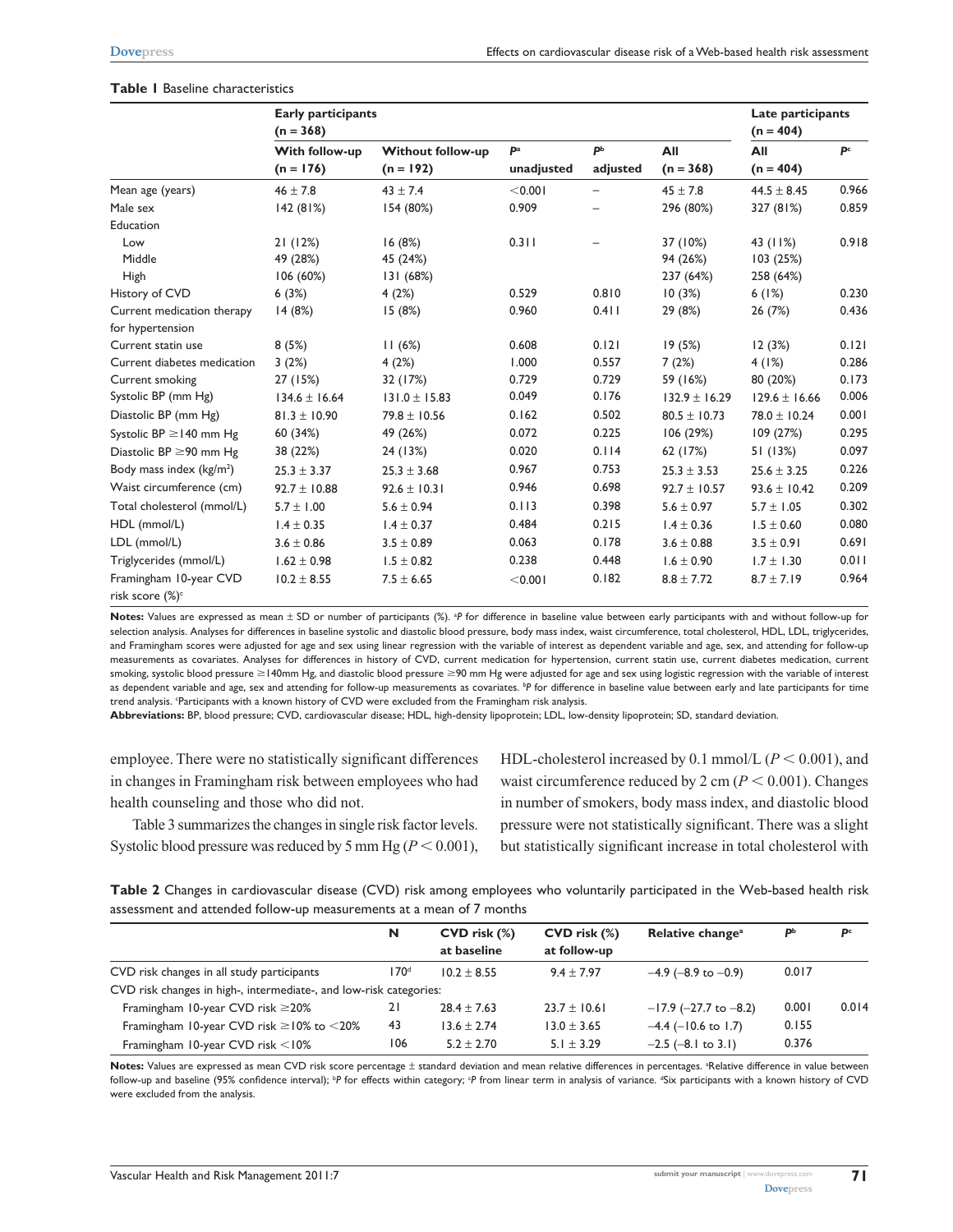**Table 1** Baseline characteristics

| | Early participants (n = 368) | | | | | Late participants (n = 404) | |
|---|---|---|---|---|---|---|---|
| | With follow-up (n = 176) | Without follow-up (n = 192) | $P^a$ unadjusted | $P^b$ adjusted | All (n = 368) | All (n = 404) | $P^c$ |
| Mean age (years) | 46 ± 7.8 | 43 ± 7.4 | <0.001 | – | 45 ± 7.8 | 44.5 ± 8.45 | 0.966 |
| Male sex | 142 (81%) | 154 (80%) | 0.909 | – | 296 (80%) | 327 (81%) | 0.859 |
| Education | | | | | | | |
| Low | 21 (12%) | 16 (8%) | 0.311 | – | 37 (10%) | 43 (11%) | 0.918 |
| Middle | 49 (28%) | 45 (24%) | | | 94 (26%) | 103 (25%) | |
| High | 106 (60%) | 131 (68%) | | | 237 (64%) | 258 (64%) | |
| History of CVD | 6 (3%) | 4 (2%) | 0.529 | 0.810 | 10 (3%) | 6 (1%) | 0.230 |
| Current medication therapy for hypertension | 14 (8%) | 15 (8%) | 0.960 | 0.411 | 29 (8%) | 26 (7%) | 0.436 |
| Current statin use | 8 (5%) | 11 (6%) | 0.608 | 0.121 | 19 (5%) | 12 (3%) | 0.121 |
| Current diabetes medication | 3 (2%) | 4 (2%) | 1.000 | 0.557 | 7 (2%) | 4 (1%) | 0.286 |
| Current smoking | 27 (15%) | 32 (17%) | 0.729 | 0.729 | 59 (16%) | 80 (20%) | 0.173 |
| Systolic BP (mm Hg) | 134.6 ± 16.64 | 131.0 ± 15.83 | 0.049 | 0.176 | 132.9 ± 16.29 | 129.6 ± 16.66 | 0.006 |
| Diastolic BP (mm Hg) | 81.3 ± 10.90 | 79.8 ± 10.56 | 0.162 | 0.502 | 80.5 ± 10.73 | 78.0 ± 10.24 | 0.001 |
| Systolic BP ≥140 mm Hg | 60 (34%) | 49 (26%) | 0.072 | 0.225 | 106 (29%) | 109 (27%) | 0.295 |
| Diastolic BP ≥90 mm Hg | 38 (22%) | 24 (13%) | 0.020 | 0.114 | 62 (17%) | 51 (13%) | 0.097 |
| Body mass index (kg/m$^2$) | 25.3 ± 3.37 | 25.3 ± 3.68 | 0.967 | 0.753 | 25.3 ± 3.53 | 25.6 ± 3.25 | 0.226 |
| Waist circumference (cm) | 92.7 ± 10.88 | 92.6 ± 10.31 | 0.946 | 0.698 | 92.7 ± 10.57 | 93.6 ± 10.42 | 0.209 |
| Total cholesterol (mmol/L) | 5.7 ± 1.00 | 5.6 ± 0.94 | 0.113 | 0.398 | 5.6 ± 0.97 | 5.7 ± 1.05 | 0.302 |
| HDL (mmol/L) | 1.4 ± 0.35 | 1.4 ± 0.37 | 0.484 | 0.215 | 1.4 ± 0.36 | 1.5 ± 0.60 | 0.080 |
| LDL (mmol/L) | 3.6 ± 0.86 | 3.5 ± 0.89 | 0.063 | 0.178 | 3.6 ± 0.88 | 3.5 ± 0.91 | 0.691 |
| Triglycerides (mmol/L) | 1.62 ± 0.98 | 1.5 ± 0.82 | 0.238 | 0.448 | 1.6 ± 0.90 | 1.7 ± 1.30 | 0.011 |
| Framingham 10-year CVD risk score (%)[c] | 10.2 ± 8.55 | 7.5 ± 6.65 | <0.001 | 0.182 | 8.8 ± 7.72 | 8.7 ± 7.19 | 0.964 |

**Notes:** Values are expressed as mean ± SD or number of participants (%). [a]*P* for difference in baseline value between early participants with and without follow-up for selection analysis. Analyses for differences in baseline systolic and diastolic blood pressure, body mass index, waist circumference, total cholesterol, HDL, LDL, triglycerides, and Framingham scores were adjusted for age and sex using linear regression with the variable of interest as dependent variable and age, sex, and attending for follow-up measurements as covariates. Analyses for differences in history of CVD, current medication for hypertension, current statin use, current diabetes medication, current smoking, systolic blood pressure ≥140mm Hg, and diastolic blood pressure ≥90 mm Hg were adjusted for age and sex using logistic regression with the variable of interest as dependent variable and age, sex and attending for follow-up measurements as covariates. [b]*P* for difference in baseline value between early and late participants for time trend analysis. [c]Participants with a known history of CVD were excluded from the Framingham risk analysis.

**Abbreviations:** BP, blood pressure; CVD, cardiovascular disease; HDL, high-density lipoprotein; LDL, low-density lipoprotein; SD, standard deviation.

employee. There were no statistically significant differences in changes in Framingham risk between employees who had health counseling and those who did not.

Table 3 summarizes the changes in single risk factor levels. Systolic blood pressure was reduced by 5 mm Hg ($P < 0.001$), HDL-cholesterol increased by 0.1 mmol/L ($P < 0.001$), and waist circumference reduced by 2 cm ($P < 0.001$). Changes in number of smokers, body mass index, and diastolic blood pressure were not statistically significant. There was a slight but statistically significant increase in total cholesterol with

**Table 2** Changes in cardiovascular disease (CVD) risk among employees who voluntarily participated in the Web-based health risk assessment and attended follow-up measurements at a mean of 7 months

| | N | CVD risk (%) at baseline | CVD risk (%) at follow-up | Relative change[a] | $P^b$ | $P^c$ |
|---|---|---|---|---|---|---|
| CVD risk changes in all study participants | 170[d] | 10.2 ± 8.55 | 9.4 ± 7.97 | −4.9 (−8.9 to −0.9) | 0.017 | |
| CVD risk changes in high-, intermediate-, and low-risk categories: | | | | | | |
| Framingham 10-year CVD risk ≥20% | 21 | 28.4 ± 7.63 | 23.7 ± 10.61 | −17.9 (−27.7 to −8.2) | 0.001 | 0.014 |
| Framingham 10-year CVD risk ≥10% to <20% | 43 | 13.6 ± 2.74 | 13.0 ± 3.65 | −4.4 (−10.6 to 1.7) | 0.155 | |
| Framingham 10-year CVD risk <10% | 106 | 5.2 ± 2.70 | 5.1 ± 3.29 | −2.5 (−8.1 to 3.1) | 0.376 | |

**Notes:** Values are expressed as mean CVD risk score percentage ± standard deviation and mean relative differences in percentages. [a]Relative difference in value between follow-up and baseline (95% confidence interval); [b]*P* for effects within category; [c]*P* from linear term in analysis of variance. [d]Six participants with a known history of CVD were excluded from the analysis.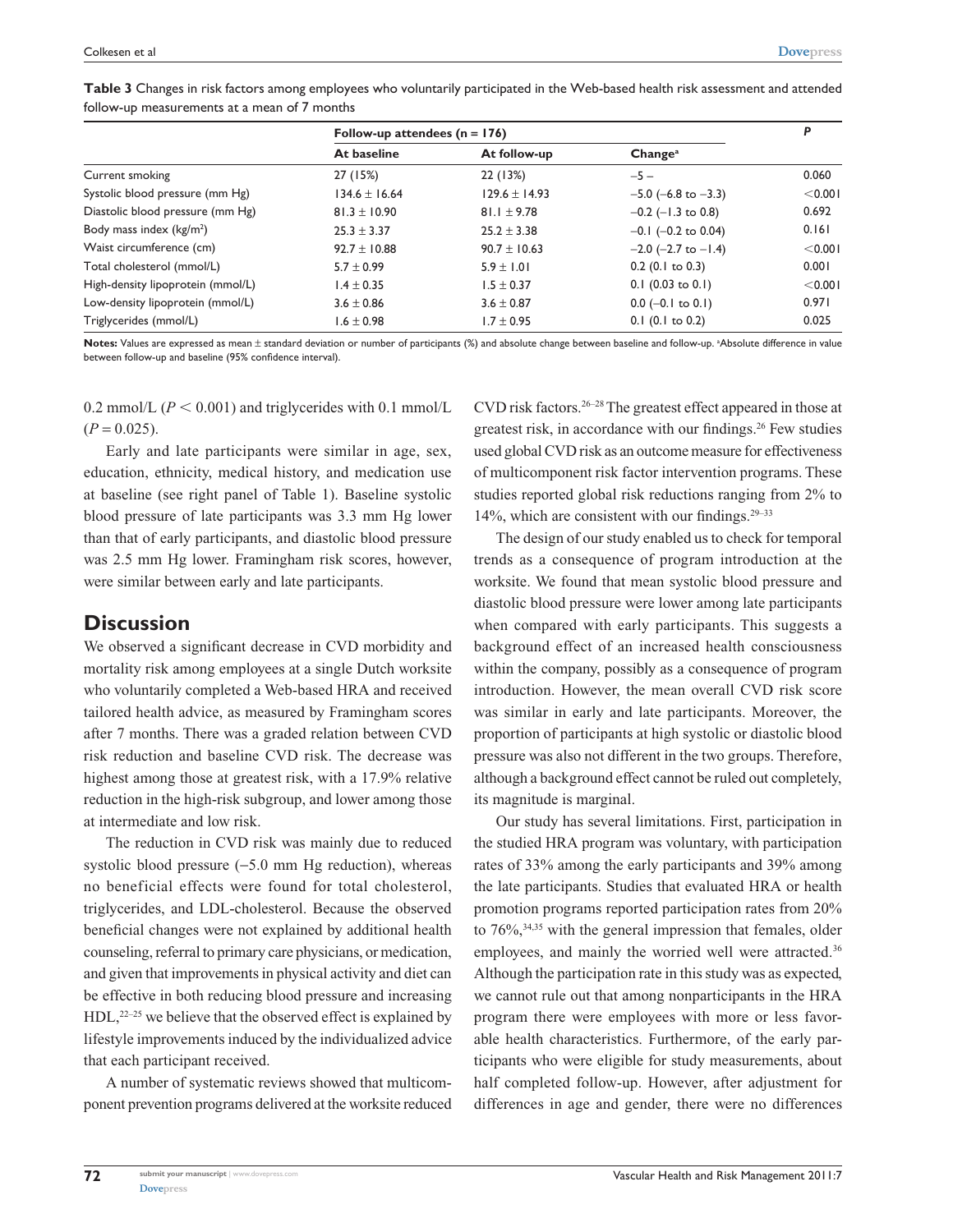**Table 3** Changes in risk factors among employees who voluntarily participated in the Web-based health risk assessment and attended follow-up measurements at a mean of 7 months

| | Follow-up attendees (n = 176) | | | *P* |
|---|---|---|---|---|
| | At baseline | At follow-up | Change[a] | |
| Current smoking | 27 (15%) | 22 (13%) | −5 – | 0.060 |
| Systolic blood pressure (mm Hg) | 134.6 ± 16.64 | 129.6 ± 14.93 | −5.0 (−6.8 to −3.3) | <0.001 |
| Diastolic blood pressure (mm Hg) | 81.3 ± 10.90 | 81.1 ± 9.78 | −0.2 (−1.3 to 0.8) | 0.692 |
| Body mass index (kg/m$^2$) | 25.3 ± 3.37 | 25.2 ± 3.38 | −0.1 (−0.2 to 0.04) | 0.161 |
| Waist circumference (cm) | 92.7 ± 10.88 | 90.7 ± 10.63 | −2.0 (−2.7 to −1.4) | <0.001 |
| Total cholesterol (mmol/L) | 5.7 ± 0.99 | 5.9 ± 1.01 | 0.2 (0.1 to 0.3) | 0.001 |
| High-density lipoprotein (mmol/L) | 1.4 ± 0.35 | 1.5 ± 0.37 | 0.1 (0.03 to 0.1) | <0.001 |
| Low-density lipoprotein (mmol/L) | 3.6 ± 0.86 | 3.6 ± 0.87 | 0.0 (−0.1 to 0.1) | 0.971 |
| Triglycerides (mmol/L) | 1.6 ± 0.98 | 1.7 ± 0.95 | 0.1 (0.1 to 0.2) | 0.025 |

**Notes:** Values are expressed as mean ± standard deviation or number of participants (%) and absolute change between baseline and follow-up. [a]Absolute difference in value between follow-up and baseline (95% confidence interval).

0.2 mmol/L ($P < 0.001$) and triglycerides with 0.1 mmol/L ($P = 0.025$).

Early and late participants were similar in age, sex, education, ethnicity, medical history, and medication use at baseline (see right panel of Table 1). Baseline systolic blood pressure of late participants was 3.3 mm Hg lower than that of early participants, and diastolic blood pressure was 2.5 mm Hg lower. Framingham risk scores, however, were similar between early and late participants.

## Discussion

We observed a significant decrease in CVD morbidity and mortality risk among employees at a single Dutch worksite who voluntarily completed a Web-based HRA and received tailored health advice, as measured by Framingham scores after 7 months. There was a graded relation between CVD risk reduction and baseline CVD risk. The decrease was highest among those at greatest risk, with a 17.9% relative reduction in the high-risk subgroup, and lower among those at intermediate and low risk.

The reduction in CVD risk was mainly due to reduced systolic blood pressure (−5.0 mm Hg reduction), whereas no beneficial effects were found for total cholesterol, triglycerides, and LDL-cholesterol. Because the observed beneficial changes were not explained by additional health counseling, referral to primary care physicians, or medication, and given that improvements in physical activity and diet can be effective in both reducing blood pressure and increasing HDL,[22–25] we believe that the observed effect is explained by lifestyle improvements induced by the individualized advice that each participant received.

A number of systematic reviews showed that multicomponent prevention programs delivered at the worksite reduced CVD risk factors.[26–28] The greatest effect appeared in those at greatest risk, in accordance with our findings.[26] Few studies used global CVD risk as an outcome measure for effectiveness of multicomponent risk factor intervention programs. These studies reported global risk reductions ranging from 2% to 14%, which are consistent with our findings.[29–33]

The design of our study enabled us to check for temporal trends as a consequence of program introduction at the worksite. We found that mean systolic blood pressure and diastolic blood pressure were lower among late participants when compared with early participants. This suggests a background effect of an increased health consciousness within the company, possibly as a consequence of program introduction. However, the mean overall CVD risk score was similar in early and late participants. Moreover, the proportion of participants at high systolic or diastolic blood pressure was also not different in the two groups. Therefore, although a background effect cannot be ruled out completely, its magnitude is marginal.

Our study has several limitations. First, participation in the studied HRA program was voluntary, with participation rates of 33% among the early participants and 39% among the late participants. Studies that evaluated HRA or health promotion programs reported participation rates from 20% to 76%,[34,35] with the general impression that females, older employees, and mainly the worried well were attracted.[36] Although the participation rate in this study was as expected, we cannot rule out that among nonparticipants in the HRA program there were employees with more or less favorable health characteristics. Furthermore, of the early participants who were eligible for study measurements, about half completed follow-up. However, after adjustment for differences in age and gender, there were no differences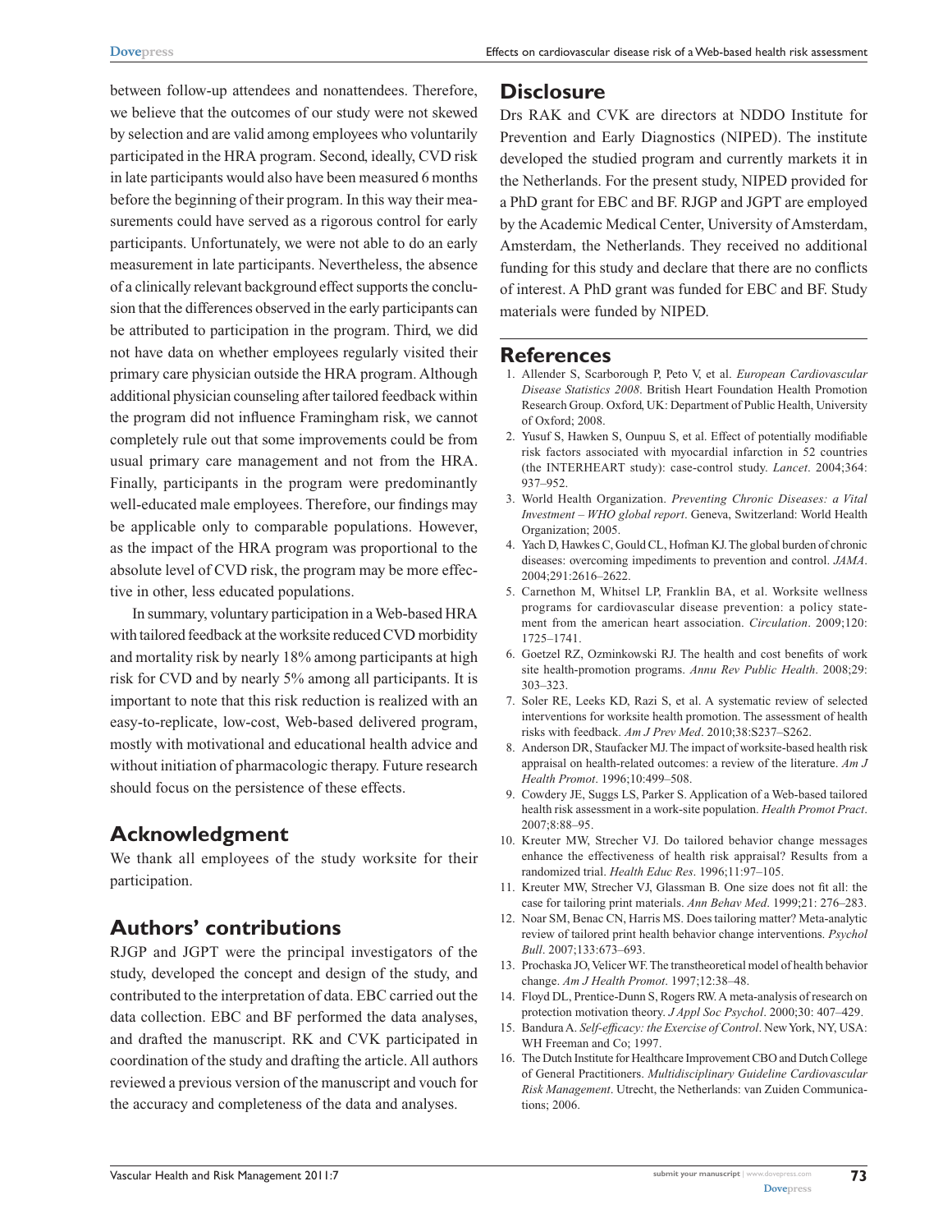between follow-up attendees and nonattendees. Therefore, we believe that the outcomes of our study were not skewed by selection and are valid among employees who voluntarily participated in the HRA program. Second, ideally, CVD risk in late participants would also have been measured 6 months before the beginning of their program. In this way their measurements could have served as a rigorous control for early participants. Unfortunately, we were not able to do an early measurement in late participants. Nevertheless, the absence of a clinically relevant background effect supports the conclusion that the differences observed in the early participants can be attributed to participation in the program. Third, we did not have data on whether employees regularly visited their primary care physician outside the HRA program. Although additional physician counseling after tailored feedback within the program did not influence Framingham risk, we cannot completely rule out that some improvements could be from usual primary care management and not from the HRA. Finally, participants in the program were predominantly well-educated male employees. Therefore, our findings may be applicable only to comparable populations. However, as the impact of the HRA program was proportional to the absolute level of CVD risk, the program may be more effective in other, less educated populations.

In summary, voluntary participation in a Web-based HRA with tailored feedback at the worksite reduced CVD morbidity and mortality risk by nearly 18% among participants at high risk for CVD and by nearly 5% among all participants. It is important to note that this risk reduction is realized with an easy-to-replicate, low-cost, Web-based delivered program, mostly with motivational and educational health advice and without initiation of pharmacologic therapy. Future research should focus on the persistence of these effects.

## Acknowledgment

We thank all employees of the study worksite for their participation.

## Authors' contributions

RJGP and JGPT were the principal investigators of the study, developed the concept and design of the study, and contributed to the interpretation of data. EBC carried out the data collection. EBC and BF performed the data analyses, and drafted the manuscript. RK and CVK participated in coordination of the study and drafting the article. All authors reviewed a previous version of the manuscript and vouch for the accuracy and completeness of the data and analyses.

## Disclosure

Drs RAK and CVK are directors at NDDO Institute for Prevention and Early Diagnostics (NIPED). The institute developed the studied program and currently markets it in the Netherlands. For the present study, NIPED provided for a PhD grant for EBC and BF. RJGP and JGPT are employed by the Academic Medical Center, University of Amsterdam, Amsterdam, the Netherlands. They received no additional funding for this study and declare that there are no conflicts of interest. A PhD grant was funded for EBC and BF. Study materials were funded by NIPED.

## References

1. Allender S, Scarborough P, Peto V, et al. *European Cardiovascular Disease Statistics 2008*. British Heart Foundation Health Promotion Research Group. Oxford, UK: Department of Public Health, University of Oxford; 2008.
2. Yusuf S, Hawken S, Ounpuu S, et al. Effect of potentially modifiable risk factors associated with myocardial infarction in 52 countries (the INTERHEART study): case-control study. *Lancet*. 2004;364: 937–952.
3. World Health Organization. *Preventing Chronic Diseases: a Vital Investment – WHO global report*. Geneva, Switzerland: World Health Organization; 2005.
4. Yach D, Hawkes C, Gould CL, Hofman KJ. The global burden of chronic diseases: overcoming impediments to prevention and control. *JAMA*. 2004;291:2616–2622.
5. Carnethon M, Whitsel LP, Franklin BA, et al. Worksite wellness programs for cardiovascular disease prevention: a policy statement from the american heart association. *Circulation*. 2009;120: 1725–1741.
6. Goetzel RZ, Ozminkowski RJ. The health and cost benefits of work site health-promotion programs. *Annu Rev Public Health*. 2008;29: 303–323.
7. Soler RE, Leeks KD, Razi S, et al. A systematic review of selected interventions for worksite health promotion. The assessment of health risks with feedback. *Am J Prev Med*. 2010;38:S237–S262.
8. Anderson DR, Staufacker MJ. The impact of worksite-based health risk appraisal on health-related outcomes: a review of the literature. *Am J Health Promot*. 1996;10:499–508.
9. Cowdery JE, Suggs LS, Parker S. Application of a Web-based tailored health risk assessment in a work-site population. *Health Promot Pract*. 2007;8:88–95.
10. Kreuter MW, Strecher VJ. Do tailored behavior change messages enhance the effectiveness of health risk appraisal? Results from a randomized trial. *Health Educ Res*. 1996;11:97–105.
11. Kreuter MW, Strecher VJ, Glassman B. One size does not fit all: the case for tailoring print materials. *Ann Behav Med*. 1999;21: 276–283.
12. Noar SM, Benac CN, Harris MS. Does tailoring matter? Meta-analytic review of tailored print health behavior change interventions. *Psychol Bull*. 2007;133:673–693.
13. Prochaska JO, Velicer WF. The transtheoretical model of health behavior change. *Am J Health Promot*. 1997;12:38–48.
14. Floyd DL, Prentice-Dunn S, Rogers RW. A meta-analysis of research on protection motivation theory. *J Appl Soc Psychol*. 2000;30: 407–429.
15. Bandura A. *Self-efficacy: the Exercise of Control*. New York, NY, USA: WH Freeman and Co; 1997.
16. The Dutch Institute for Healthcare Improvement CBO and Dutch College of General Practitioners. *Multidisciplinary Guideline Cardiovascular Risk Management*. Utrecht, the Netherlands: van Zuiden Communications; 2006.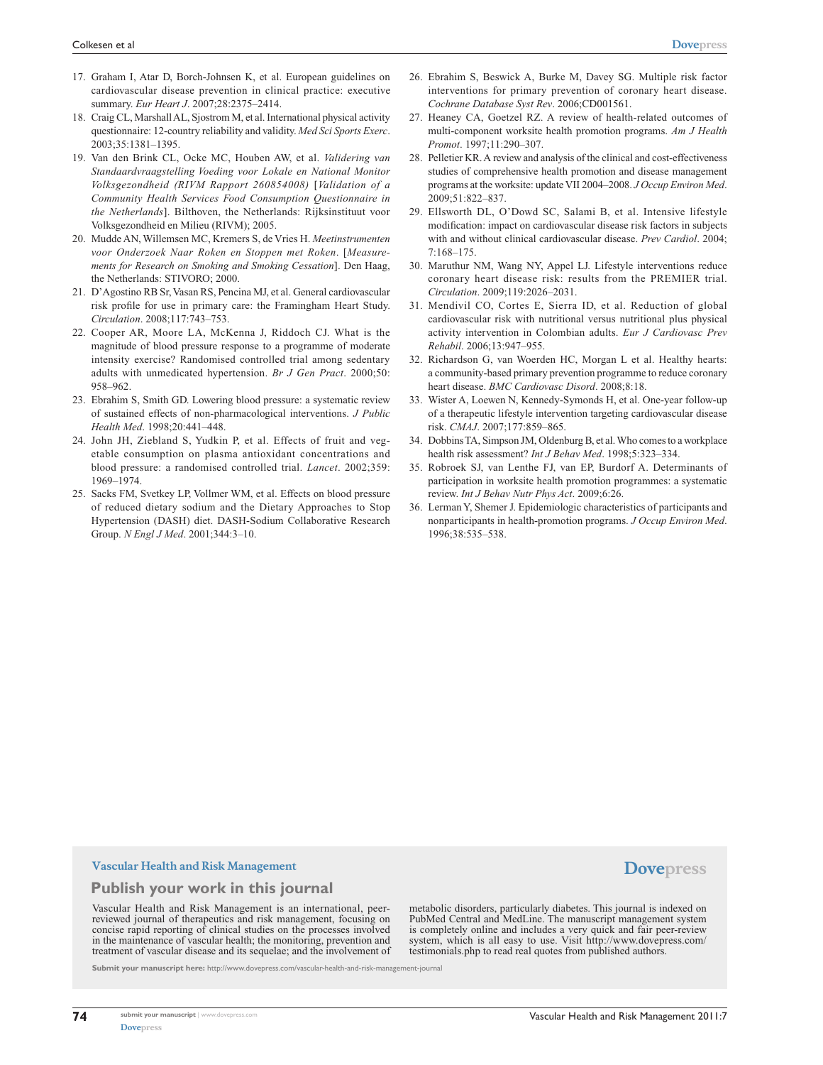17. Graham I, Atar D, Borch-Johnsen K, et al. European guidelines on cardiovascular disease prevention in clinical practice: executive summary. *Eur Heart J*. 2007;28:2375–2414.
18. Craig CL, Marshall AL, Sjostrom M, et al. International physical activity questionnaire: 12-country reliability and validity. *Med Sci Sports Exerc*. 2003;35:1381–1395.
19. Van den Brink CL, Ocke MC, Houben AW, et al. *Validering van Standaardvraagstelling Voeding voor Lokale en National Monitor Volksgezondheid (RIVM Rapport 260854008)* [*Validation of a Community Health Services Food Consumption Questionnaire in the Netherlands*]. Bilthoven, the Netherlands: Rijksinstituut voor Volksgezondheid en Milieu (RIVM); 2005.
20. Mudde AN, Willemsen MC, Kremers S, de Vries H. *Meetinstrumenten voor Onderzoek Naar Roken en Stoppen met Roken*. [*Measurements for Research on Smoking and Smoking Cessation*]. Den Haag, the Netherlands: STIVORO; 2000.
21. D'Agostino RB Sr, Vasan RS, Pencina MJ, et al. General cardiovascular risk profile for use in primary care: the Framingham Heart Study. *Circulation*. 2008;117:743–753.
22. Cooper AR, Moore LA, McKenna J, Riddoch CJ. What is the magnitude of blood pressure response to a programme of moderate intensity exercise? Randomised controlled trial among sedentary adults with unmedicated hypertension. *Br J Gen Pract*. 2000;50:958–962.
23. Ebrahim S, Smith GD. Lowering blood pressure: a systematic review of sustained effects of non-pharmacological interventions. *J Public Health Med*. 1998;20:441–448.
24. John JH, Ziebland S, Yudkin P, et al. Effects of fruit and vegetable consumption on plasma antioxidant concentrations and blood pressure: a randomised controlled trial. *Lancet*. 2002;359:1969–1974.
25. Sacks FM, Svetkey LP, Vollmer WM, et al. Effects on blood pressure of reduced dietary sodium and the Dietary Approaches to Stop Hypertension (DASH) diet. DASH-Sodium Collaborative Research Group. *N Engl J Med*. 2001;344:3–10.
26. Ebrahim S, Beswick A, Burke M, Davey SG. Multiple risk factor interventions for primary prevention of coronary heart disease. *Cochrane Database Syst Rev*. 2006;CD001561.
27. Heaney CA, Goetzel RZ. A review of health-related outcomes of multi-component worksite health promotion programs. *Am J Health Promot*. 1997;11:290–307.
28. Pelletier KR. A review and analysis of the clinical and cost-effectiveness studies of comprehensive health promotion and disease management programs at the worksite: update VII 2004–2008. *J Occup Environ Med*. 2009;51:822–837.
29. Ellsworth DL, O'Dowd SC, Salami B, et al. Intensive lifestyle modification: impact on cardiovascular disease risk factors in subjects with and without clinical cardiovascular disease. *Prev Cardiol*. 2004;7:168–175.
30. Maruthur NM, Wang NY, Appel LJ. Lifestyle interventions reduce coronary heart disease risk: results from the PREMIER trial. *Circulation*. 2009;119:2026–2031.
31. Mendivil CO, Cortes E, Sierra ID, et al. Reduction of global cardiovascular risk with nutritional versus nutritional plus physical activity intervention in Colombian adults. *Eur J Cardiovasc Prev Rehabil*. 2006;13:947–955.
32. Richardson G, van Woerden HC, Morgan L et al. Healthy hearts: a community-based primary prevention programme to reduce coronary heart disease. *BMC Cardiovasc Disord*. 2008;8:18.
33. Wister A, Loewen N, Kennedy-Symonds H, et al. One-year follow-up of a therapeutic lifestyle intervention targeting cardiovascular disease risk. *CMAJ*. 2007;177:859–865.
34. Dobbins TA, Simpson JM, Oldenburg B, et al. Who comes to a workplace health risk assessment? *Int J Behav Med*. 1998;5:323–334.
35. Robroek SJ, van Lenthe FJ, van EP, Burdorf A. Determinants of participation in worksite health promotion programmes: a systematic review. *Int J Behav Nutr Phys Act*. 2009;6:26.
36. Lerman Y, Shemer J. Epidemiologic characteristics of participants and nonparticipants in health-promotion programs. *J Occup Environ Med*. 1996;38:535–538.

**Vascular Health and Risk Management**

## Publish your work in this journal

Vascular Health and Risk Management is an international, peer-reviewed journal of therapeutics and risk management, focusing on concise rapid reporting of clinical studies on the processes involved in the maintenance of vascular health; the monitoring, prevention and treatment of vascular disease and its sequelae; and the involvement of metabolic disorders, particularly diabetes. This journal is indexed on PubMed Central and MedLine. The manuscript management system is completely online and includes a very quick and fair peer-review system, which is all easy to use. Visit http://www.dovepress.com/testimonials.php to read real quotes from published authors.

**Submit your manuscript here:** http://www.dovepress.com/vascular-health-and-risk-management-journal